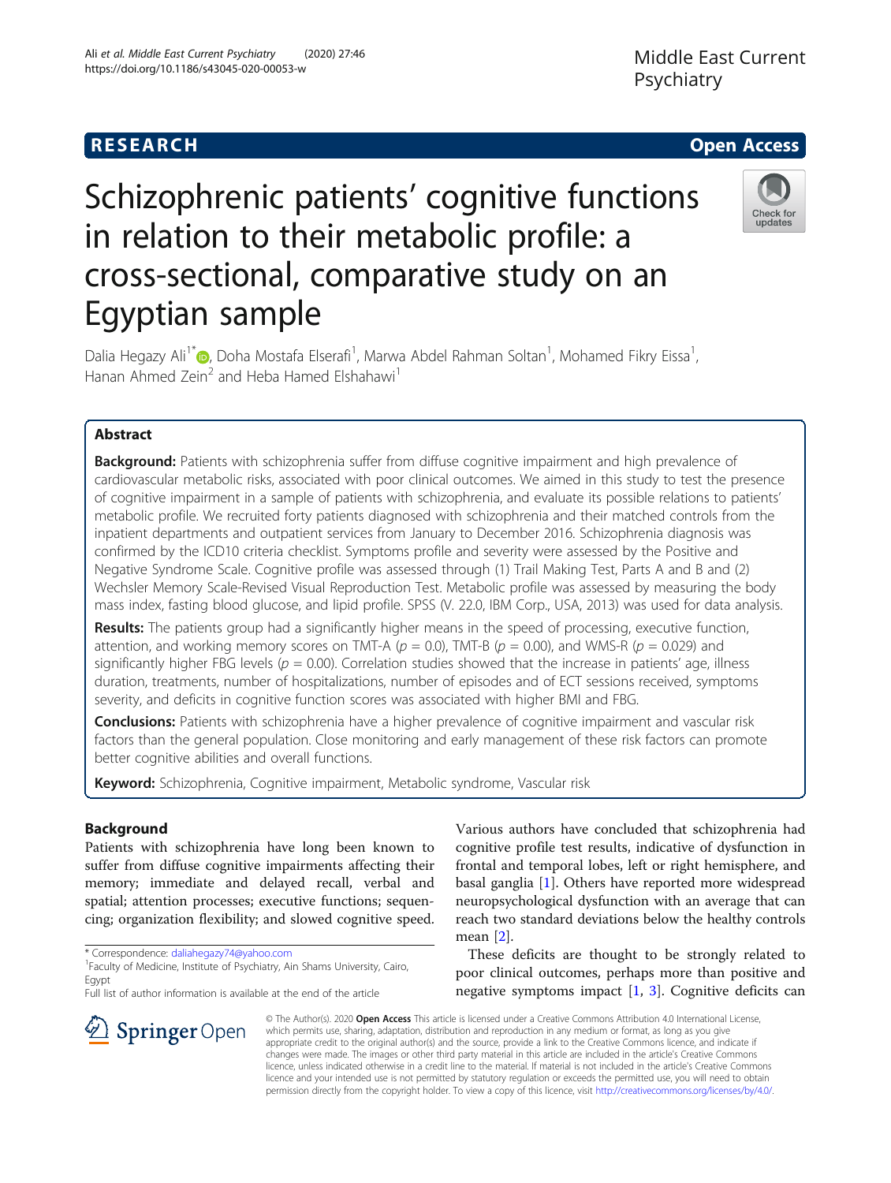**RESEARCH** **Open Access**

# Schizophrenic patients' cognitive functions in relation to their metabolic profile: a cross-sectional, comparative study on an Egyptian sample

Dalia Hegazy Ali[1*], Doha Mostafa Elserafi[1], Marwa Abdel Rahman Soltan[1], Mohamed Fikry Eissa[1], Hanan Ahmed Zein[2] and Heba Hamed Elshahawi[1]

## Abstract

**Background:** Patients with schizophrenia suffer from diffuse cognitive impairment and high prevalence of cardiovascular metabolic risks, associated with poor clinical outcomes. We aimed in this study to test the presence of cognitive impairment in a sample of patients with schizophrenia, and evaluate its possible relations to patients' metabolic profile. We recruited forty patients diagnosed with schizophrenia and their matched controls from the inpatient departments and outpatient services from January to December 2016. Schizophrenia diagnosis was confirmed by the ICD10 criteria checklist. Symptoms profile and severity were assessed by the Positive and Negative Syndrome Scale. Cognitive profile was assessed through (1) Trail Making Test, Parts A and B and (2) Wechsler Memory Scale-Revised Visual Reproduction Test. Metabolic profile was assessed by measuring the body mass index, fasting blood glucose, and lipid profile. SPSS (V. 22.0, IBM Corp., USA, 2013) was used for data analysis.

**Results:** The patients group had a significantly higher means in the speed of processing, executive function, attention, and working memory scores on TMT-A ($p = 0.0$), TMT-B ($p = 0.00$), and WMS-R ($p = 0.029$) and significantly higher FBG levels ($p = 0.00$). Correlation studies showed that the increase in patients' age, illness duration, treatments, number of hospitalizations, number of episodes and of ECT sessions received, symptoms severity, and deficits in cognitive function scores was associated with higher BMI and FBG.

**Conclusions:** Patients with schizophrenia have a higher prevalence of cognitive impairment and vascular risk factors than the general population. Close monitoring and early management of these risk factors can promote better cognitive abilities and overall functions.

**Keyword:** Schizophrenia, Cognitive impairment, Metabolic syndrome, Vascular risk

## Background

Patients with schizophrenia have long been known to suffer from diffuse cognitive impairments affecting their memory; immediate and delayed recall, verbal and spatial; attention processes; executive functions; sequencing; organization flexibility; and slowed cognitive speed. Various authors have concluded that schizophrenia had cognitive profile test results, indicative of dysfunction in frontal and temporal lobes, left or right hemisphere, and basal ganglia [1]. Others have reported more widespread neuropsychological dysfunction with an average that can reach two standard deviations below the healthy controls mean [2].

These deficits are thought to be strongly related to poor clinical outcomes, perhaps more than positive and negative symptoms impact [1, 3]. Cognitive deficits can

\* Correspondence: daliahegazy74@yahoo.com
[1]Faculty of Medicine, Institute of Psychiatry, Ain Shams University, Cairo, Egypt
Full list of author information is available at the end of the article

© The Author(s). 2020 **Open Access** This article is licensed under a Creative Commons Attribution 4.0 International License, which permits use, sharing, adaptation, distribution and reproduction in any medium or format, as long as you give appropriate credit to the original author(s) and the source, provide a link to the Creative Commons licence, and indicate if changes were made. The images or other third party material in this article are included in the article's Creative Commons licence, unless indicated otherwise in a credit line to the material. If material is not included in the article's Creative Commons licence and your intended use is not permitted by statutory regulation or exceeds the permitted use, you will need to obtain permission directly from the copyright holder. To view a copy of this licence, visit http://creativecommons.org/licenses/by/4.0/.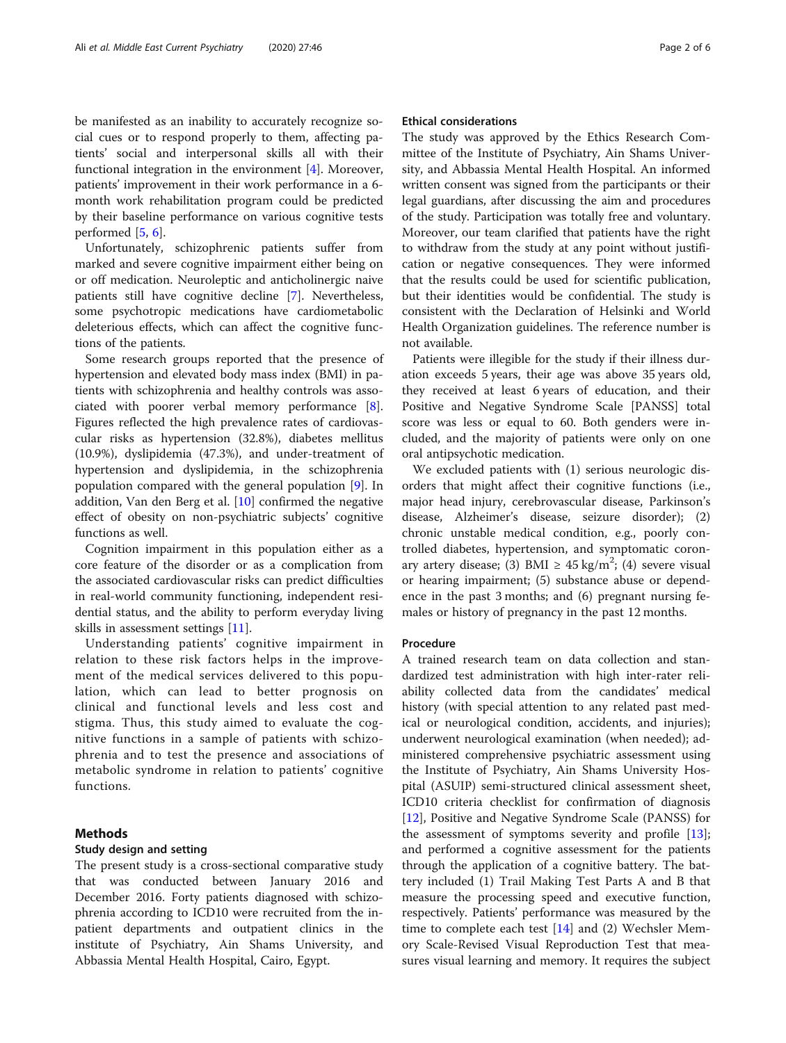be manifested as an inability to accurately recognize social cues or to respond properly to them, affecting patients' social and interpersonal skills all with their functional integration in the environment [4]. Moreover, patients' improvement in their work performance in a 6-month work rehabilitation program could be predicted by their baseline performance on various cognitive tests performed [5, 6].

Unfortunately, schizophrenic patients suffer from marked and severe cognitive impairment either being on or off medication. Neuroleptic and anticholinergic naive patients still have cognitive decline [7]. Nevertheless, some psychotropic medications have cardiometabolic deleterious effects, which can affect the cognitive functions of the patients.

Some research groups reported that the presence of hypertension and elevated body mass index (BMI) in patients with schizophrenia and healthy controls was associated with poorer verbal memory performance [8]. Figures reflected the high prevalence rates of cardiovascular risks as hypertension (32.8%), diabetes mellitus (10.9%), dyslipidemia (47.3%), and under-treatment of hypertension and dyslipidemia, in the schizophrenia population compared with the general population [9]. In addition, Van den Berg et al. [10] confirmed the negative effect of obesity on non-psychiatric subjects' cognitive functions as well.

Cognition impairment in this population either as a core feature of the disorder or as a complication from the associated cardiovascular risks can predict difficulties in real-world community functioning, independent residential status, and the ability to perform everyday living skills in assessment settings [11].

Understanding patients' cognitive impairment in relation to these risk factors helps in the improvement of the medical services delivered to this population, which can lead to better prognosis on clinical and functional levels and less cost and stigma. Thus, this study aimed to evaluate the cognitive functions in a sample of patients with schizophrenia and to test the presence and associations of metabolic syndrome in relation to patients' cognitive functions.

## Methods

### Study design and setting

The present study is a cross-sectional comparative study that was conducted between January 2016 and December 2016. Forty patients diagnosed with schizophrenia according to ICD10 were recruited from the inpatient departments and outpatient clinics in the institute of Psychiatry, Ain Shams University, and Abbassia Mental Health Hospital, Cairo, Egypt.

### Ethical considerations

The study was approved by the Ethics Research Committee of the Institute of Psychiatry, Ain Shams University, and Abbassia Mental Health Hospital. An informed written consent was signed from the participants or their legal guardians, after discussing the aim and procedures of the study. Participation was totally free and voluntary. Moreover, our team clarified that patients have the right to withdraw from the study at any point without justification or negative consequences. They were informed that the results could be used for scientific publication, but their identities would be confidential. The study is consistent with the Declaration of Helsinki and World Health Organization guidelines. The reference number is not available.

Patients were illegible for the study if their illness duration exceeds 5 years, their age was above 35 years old, they received at least 6 years of education, and their Positive and Negative Syndrome Scale [PANSS] total score was less or equal to 60. Both genders were included, and the majority of patients were only on one oral antipsychotic medication.

We excluded patients with (1) serious neurologic disorders that might affect their cognitive functions (i.e., major head injury, cerebrovascular disease, Parkinson's disease, Alzheimer's disease, seizure disorder); (2) chronic unstable medical condition, e.g., poorly controlled diabetes, hypertension, and symptomatic coronary artery disease; (3) BMI ≥ 45 kg/m$^2$; (4) severe visual or hearing impairment; (5) substance abuse or dependence in the past 3 months; and (6) pregnant nursing females or history of pregnancy in the past 12 months.

### Procedure

A trained research team on data collection and standardized test administration with high inter-rater reliability collected data from the candidates' medical history (with special attention to any related past medical or neurological condition, accidents, and injuries); underwent neurological examination (when needed); administered comprehensive psychiatric assessment using the Institute of Psychiatry, Ain Shams University Hospital (ASUIP) semi-structured clinical assessment sheet, ICD10 criteria checklist for confirmation of diagnosis [12], Positive and Negative Syndrome Scale (PANSS) for the assessment of symptoms severity and profile [13]; and performed a cognitive assessment for the patients through the application of a cognitive battery. The battery included (1) Trail Making Test Parts A and B that measure the processing speed and executive function, respectively. Patients' performance was measured by the time to complete each test [14] and (2) Wechsler Memory Scale-Revised Visual Reproduction Test that measures visual learning and memory. It requires the subject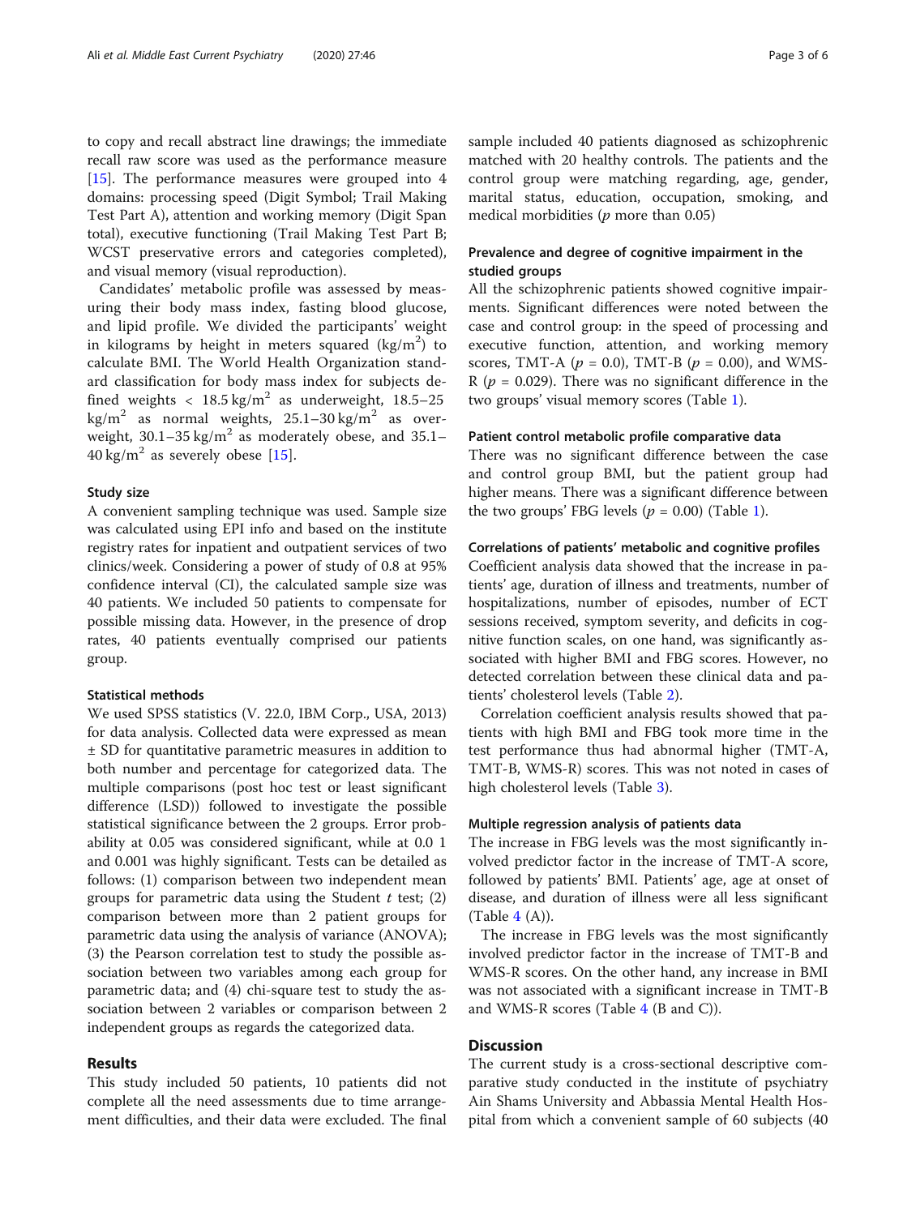to copy and recall abstract line drawings; the immediate recall raw score was used as the performance measure [15]. The performance measures were grouped into 4 domains: processing speed (Digit Symbol; Trail Making Test Part A), attention and working memory (Digit Span total), executive functioning (Trail Making Test Part B; WCST preservative errors and categories completed), and visual memory (visual reproduction).

Candidates' metabolic profile was assessed by measuring their body mass index, fasting blood glucose, and lipid profile. We divided the participants' weight in kilograms by height in meters squared (kg/$m^2$) to calculate BMI. The World Health Organization standard classification for body mass index for subjects defined weights < 18.5 kg/$m^2$ as underweight, 18.5–25 kg/$m^2$ as normal weights, 25.1–30 kg/$m^2$ as overweight, 30.1–35 kg/$m^2$ as moderately obese, and 35.1–40 kg/$m^2$ as severely obese [15].

### Study size

A convenient sampling technique was used. Sample size was calculated using EPI info and based on the institute registry rates for inpatient and outpatient services of two clinics/week. Considering a power of study of 0.8 at 95% confidence interval (CI), the calculated sample size was 40 patients. We included 50 patients to compensate for possible missing data. However, in the presence of drop rates, 40 patients eventually comprised our patients group.

### Statistical methods

We used SPSS statistics (V. 22.0, IBM Corp., USA, 2013) for data analysis. Collected data were expressed as mean ± SD for quantitative parametric measures in addition to both number and percentage for categorized data. The multiple comparisons (post hoc test or least significant difference (LSD)) followed to investigate the possible statistical significance between the 2 groups. Error probability at 0.05 was considered significant, while at 0.0 1 and 0.001 was highly significant. Tests can be detailed as follows: (1) comparison between two independent mean groups for parametric data using the Student *t* test; (2) comparison between more than 2 patient groups for parametric data using the analysis of variance (ANOVA); (3) the Pearson correlation test to study the possible association between two variables among each group for parametric data; and (4) chi-square test to study the association between 2 variables or comparison between 2 independent groups as regards the categorized data.

## Results

This study included 50 patients, 10 patients did not complete all the need assessments due to time arrangement difficulties, and their data were excluded. The final sample included 40 patients diagnosed as schizophrenic matched with 20 healthy controls. The patients and the control group were matching regarding, age, gender, marital status, education, occupation, smoking, and medical morbidities (*p* more than 0.05)

### Prevalence and degree of cognitive impairment in the studied groups

All the schizophrenic patients showed cognitive impairments. Significant differences were noted between the case and control group: in the speed of processing and executive function, attention, and working memory scores, TMT-A ($p = 0.0$), TMT-B ($p = 0.00$), and WMS-R ($p = 0.029$). There was no significant difference in the two groups' visual memory scores (Table 1).

### Patient control metabolic profile comparative data

There was no significant difference between the case and control group BMI, but the patient group had higher means. There was a significant difference between the two groups' FBG levels ($p = 0.00$) (Table 1).

### Correlations of patients' metabolic and cognitive profiles

Coefficient analysis data showed that the increase in patients' age, duration of illness and treatments, number of hospitalizations, number of episodes, number of ECT sessions received, symptom severity, and deficits in cognitive function scales, on one hand, was significantly associated with higher BMI and FBG scores. However, no detected correlation between these clinical data and patients' cholesterol levels (Table 2).

Correlation coefficient analysis results showed that patients with high BMI and FBG took more time in the test performance thus had abnormal higher (TMT-A, TMT-B, WMS-R) scores. This was not noted in cases of high cholesterol levels (Table 3).

### Multiple regression analysis of patients data

The increase in FBG levels was the most significantly involved predictor factor in the increase of TMT-A score, followed by patients' BMI. Patients' age, age at onset of disease, and duration of illness were all less significant (Table 4 (A)).

The increase in FBG levels was the most significantly involved predictor factor in the increase of TMT-B and WMS-R scores. On the other hand, any increase in BMI was not associated with a significant increase in TMT-B and WMS-R scores (Table 4 (B and C)).

## Discussion

The current study is a cross-sectional descriptive comparative study conducted in the institute of psychiatry Ain Shams University and Abbassia Mental Health Hospital from which a convenient sample of 60 subjects (40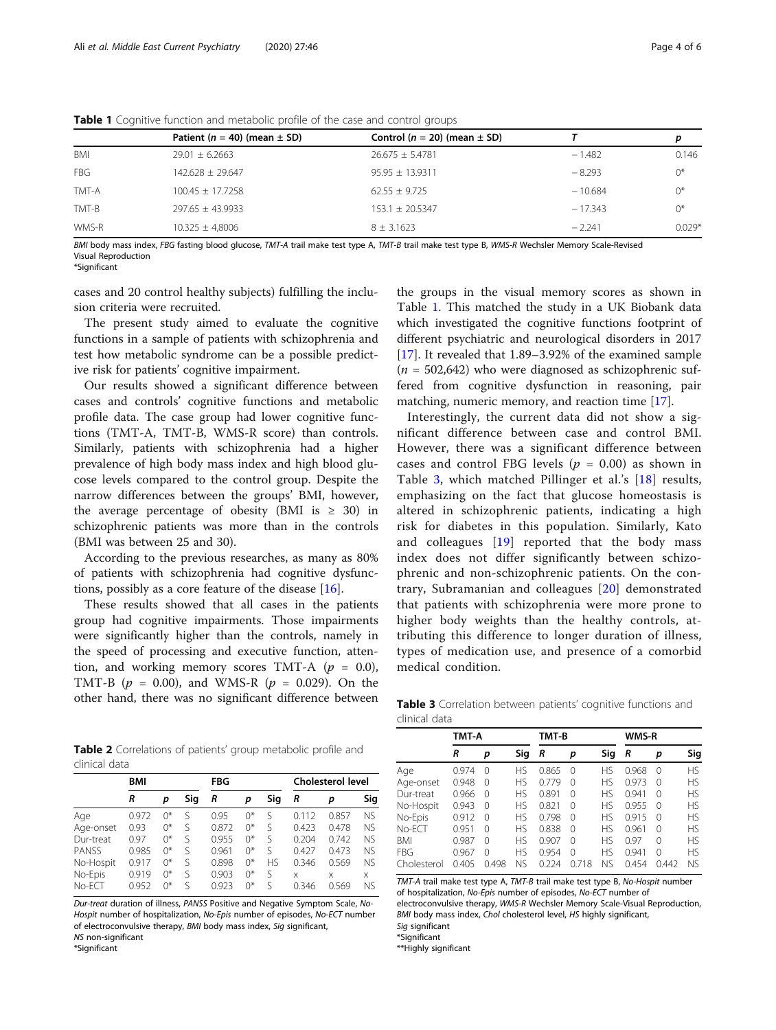**Table 1** Cognitive function and metabolic profile of the case and control groups

| | Patient (*n* = 40) (mean ± SD) | Control (*n* = 20) (mean ± SD) | *T* | *p* |
|---|---|---|---|---|
| BMI | 29.01 ± 6.2663 | 26.675 ± 5.4781 | − 1.482 | 0.146 |
| FBG | 142.628 ± 29.647 | 95.95 ± 13.9311 | − 8.293 | 0* |
| TMT-A | 100.45 ± 17.7258 | 62.55 ± 9.725 | − 10.684 | 0* |
| TMT-B | 297.65 ± 43.9933 | 153.1 ± 20.5347 | − 17.343 | 0* |
| WMS-R | 10.325 ± 4,8006 | 8 ± 3.1623 | − 2.241 | 0.029* |

*BMI* body mass index, *FBG* fasting blood glucose, *TMT-A* trail make test type A, *TMT-B* trail make test type B, *WMS-R* Wechsler Memory Scale-Revised Visual Reproduction
*Significant

cases and 20 control healthy subjects) fulfilling the inclusion criteria were recruited.

The present study aimed to evaluate the cognitive functions in a sample of patients with schizophrenia and test how metabolic syndrome can be a possible predictive risk for patients' cognitive impairment.

Our results showed a significant difference between cases and controls' cognitive functions and metabolic profile data. The case group had lower cognitive functions (TMT-A, TMT-B, WMS-R score) than controls. Similarly, patients with schizophrenia had a higher prevalence of high body mass index and high blood glucose levels compared to the control group. Despite the narrow differences between the groups' BMI, however, the average percentage of obesity (BMI is ≥ 30) in schizophrenic patients was more than in the controls (BMI was between 25 and 30).

According to the previous researches, as many as 80% of patients with schizophrenia had cognitive dysfunctions, possibly as a core feature of the disease [16].

These results showed that all cases in the patients group had cognitive impairments. Those impairments were significantly higher than the controls, namely in the speed of processing and executive function, attention, and working memory scores TMT-A ($p$ = 0.0), TMT-B ($p$ = 0.00), and WMS-R ($p$ = 0.029). On the other hand, there was no significant difference between the groups in the visual memory scores as shown in Table 1. This matched the study in a UK Biobank data which investigated the cognitive functions footprint of different psychiatric and neurological disorders in 2017 [17]. It revealed that 1.89–3.92% of the examined sample ($n$ = 502,642) who were diagnosed as schizophrenic suffered from cognitive dysfunction in reasoning, pair matching, numeric memory, and reaction time [17].

Interestingly, the current data did not show a significant difference between case and control BMI. However, there was a significant difference between cases and control FBG levels ($p$ = 0.00) as shown in Table 3, which matched Pillinger et al.'s [18] results, emphasizing on the fact that glucose homeostasis is altered in schizophrenic patients, indicating a high risk for diabetes in this population. Similarly, Kato and colleagues [19] reported that the body mass index does not differ significantly between schizophrenic and non-schizophrenic patients. On the contrary, Subramanian and colleagues [20] demonstrated that patients with schizophrenia were more prone to higher body weights than the healthy controls, attributing this difference to longer duration of illness, types of medication use, and presence of a comorbid medical condition.

**Table 2** Correlations of patients' group metabolic profile and clinical data

| | BMI | | | FBG | | | Cholesterol level | | |
|---|---|---|---|---|---|---|---|---|---|
| | *R* | *p* | Sig | *R* | *p* | Sig | *R* | *p* | Sig |
| Age | 0.972 | 0* | S | 0.95 | 0* | S | 0.112 | 0.857 | NS |
| Age-onset | 0.93 | 0* | S | 0.872 | 0* | S | 0.423 | 0.478 | NS |
| Dur-treat | 0.97 | 0* | S | 0.955 | 0* | S | 0.204 | 0.742 | NS |
| PANSS | 0.985 | 0* | S | 0.961 | 0* | S | 0.427 | 0.473 | NS |
| No-Hospit | 0.917 | 0* | S | 0.898 | 0* | HS | 0.346 | 0.569 | NS |
| No-Epis | 0.919 | 0* | S | 0.903 | 0* | S | x | x | x |
| No-ECT | 0.952 | 0* | S | 0.923 | 0* | S | 0.346 | 0.569 | NS |

*Dur-treat* duration of illness, *PANSS* Positive and Negative Symptom Scale, *No-Hospit* number of hospitalization, *No-Epis* number of episodes, *No-ECT* number of electroconvulsive therapy, *BMI* body mass index, *Sig* significant, *NS* non-significant
*Significant

**Table 3** Correlation between patients' cognitive functions and clinical data

| | TMT-A | | | TMT-B | | | WMS-R | | |
|---|---|---|---|---|---|---|---|---|---|
| | *R* | *p* | Sig | *R* | *p* | Sig | *R* | *p* | Sig |
| Age | 0.974 | 0 | HS | 0.865 | 0 | HS | 0.968 | 0 | HS |
| Age-onset | 0.948 | 0 | HS | 0.779 | 0 | HS | 0.973 | 0 | HS |
| Dur-treat | 0.966 | 0 | HS | 0.891 | 0 | HS | 0.941 | 0 | HS |
| No-Hospit | 0.943 | 0 | HS | 0.821 | 0 | HS | 0.955 | 0 | HS |
| No-Epis | 0.912 | 0 | HS | 0.798 | 0 | HS | 0.915 | 0 | HS |
| No-ECT | 0.951 | 0 | HS | 0.838 | 0 | HS | 0.961 | 0 | HS |
| BMI | 0.987 | 0 | HS | 0.907 | 0 | HS | 0.97 | 0 | HS |
| FBG | 0.967 | 0 | HS | 0.954 | 0 | HS | 0.941 | 0 | HS |
| Cholesterol | 0.405 | 0.498 | NS | 0.224 | 0.718 | NS | 0.454 | 0.442 | NS |

*TMT-A* trail make test type A, *TMT-B* trail make test type B, *No-Hospit* number of hospitalization, *No-Epis* number of episodes, *No-ECT* number of electroconvulsive therapy, *WMS-R* Wechsler Memory Scale-Visual Reproduction, *BMI* body mass index, *Chol* cholesterol level, *HS* highly significant, *Sig* significant
*Significant
**Highly significant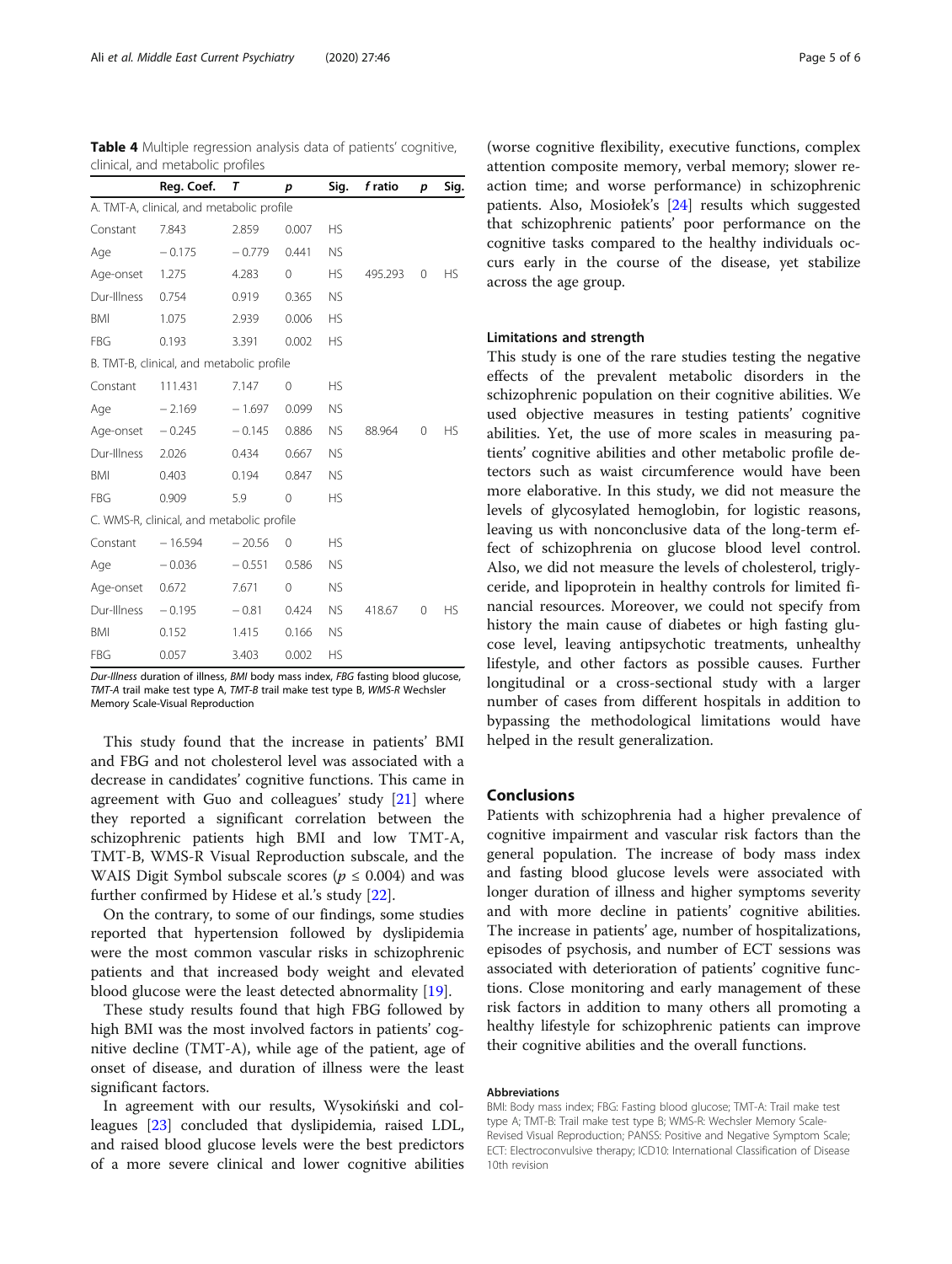**Table 4** Multiple regression analysis data of patients' cognitive, clinical, and metabolic profiles

| | Reg. Coef. | T | p | Sig. | f ratio | p | Sig. |
|---|---|---|---|---|---|---|---|
| A. TMT-A, clinical, and metabolic profile | | | | | | | |
| Constant | 7.843 | 2.859 | 0.007 | HS | | | |
| Age | −0.175 | −0.779 | 0.441 | NS | | | |
| Age-onset | 1.275 | 4.283 | 0 | HS | 495.293 | 0 | HS |
| Dur-Illness | 0.754 | 0.919 | 0.365 | NS | | | |
| BMI | 1.075 | 2.939 | 0.006 | HS | | | |
| FBG | 0.193 | 3.391 | 0.002 | HS | | | |
| B. TMT-B, clinical, and metabolic profile | | | | | | | |
| Constant | 111.431 | 7.147 | 0 | HS | | | |
| Age | −2.169 | −1.697 | 0.099 | NS | | | |
| Age-onset | −0.245 | −0.145 | 0.886 | NS | 88.964 | 0 | HS |
| Dur-Illness | 2.026 | 0.434 | 0.667 | NS | | | |
| BMI | 0.403 | 0.194 | 0.847 | NS | | | |
| FBG | 0.909 | 5.9 | 0 | HS | | | |
| C. WMS-R, clinical, and metabolic profile | | | | | | | |
| Constant | −16.594 | −20.56 | 0 | HS | | | |
| Age | −0.036 | −0.551 | 0.586 | NS | | | |
| Age-onset | 0.672 | 7.671 | 0 | NS | | | |
| Dur-Illness | −0.195 | −0.81 | 0.424 | NS | 418.67 | 0 | HS |
| BMI | 0.152 | 1.415 | 0.166 | NS | | | |
| FBG | 0.057 | 3.403 | 0.002 | HS | | | |

*Dur-Illness* duration of illness, *BMI* body mass index, *FBG* fasting blood glucose, *TMT-A* trail make test type A, *TMT-B* trail make test type B, *WMS-R* Wechsler Memory Scale-Visual Reproduction

This study found that the increase in patients' BMI and FBG and not cholesterol level was associated with a decrease in candidates' cognitive functions. This came in agreement with Guo and colleagues' study [21] where they reported a significant correlation between the schizophrenic patients high BMI and low TMT-A, TMT-B, WMS-R Visual Reproduction subscale, and the WAIS Digit Symbol subscale scores ($p \leq 0.004$) and was further confirmed by Hidese et al.'s study [22].

On the contrary, to some of our findings, some studies reported that hypertension followed by dyslipidemia were the most common vascular risks in schizophrenic patients and that increased body weight and elevated blood glucose were the least detected abnormality [19].

These study results found that high FBG followed by high BMI was the most involved factors in patients' cognitive decline (TMT-A), while age of the patient, age of onset of disease, and duration of illness were the least significant factors.

In agreement with our results, Wysokiński and colleagues [23] concluded that dyslipidemia, raised LDL, and raised blood glucose levels were the best predictors of a more severe clinical and lower cognitive abilities (worse cognitive flexibility, executive functions, complex attention composite memory, verbal memory; slower reaction time; and worse performance) in schizophrenic patients. Also, Mosiołek's [24] results which suggested that schizophrenic patients' poor performance on the cognitive tasks compared to the healthy individuals occurs early in the course of the disease, yet stabilize across the age group.

### Limitations and strength

This study is one of the rare studies testing the negative effects of the prevalent metabolic disorders in the schizophrenic population on their cognitive abilities. We used objective measures in testing patients' cognitive abilities. Yet, the use of more scales in measuring patients' cognitive abilities and other metabolic profile detectors such as waist circumference would have been more elaborative. In this study, we did not measure the levels of glycosylated hemoglobin, for logistic reasons, leaving us with nonconclusive data of the long-term effect of schizophrenia on glucose blood level control. Also, we did not measure the levels of cholesterol, triglyceride, and lipoprotein in healthy controls for limited financial resources. Moreover, we could not specify from history the main cause of diabetes or high fasting glucose level, leaving antipsychotic treatments, unhealthy lifestyle, and other factors as possible causes. Further longitudinal or a cross-sectional study with a larger number of cases from different hospitals in addition to bypassing the methodological limitations would have helped in the result generalization.

## Conclusions

Patients with schizophrenia had a higher prevalence of cognitive impairment and vascular risk factors than the general population. The increase of body mass index and fasting blood glucose levels were associated with longer duration of illness and higher symptoms severity and with more decline in patients' cognitive abilities. The increase in patients' age, number of hospitalizations, episodes of psychosis, and number of ECT sessions was associated with deterioration of patients' cognitive functions. Close monitoring and early management of these risk factors in addition to many others all promoting a healthy lifestyle for schizophrenic patients can improve their cognitive abilities and the overall functions.

#### Abbreviations

BMI: Body mass index; FBG: Fasting blood glucose; TMT-A: Trail make test type A; TMT-B: Trail make test type B; WMS-R: Wechsler Memory Scale-Revised Visual Reproduction; PANSS: Positive and Negative Symptom Scale; ECT: Electroconvulsive therapy; ICD10: International Classification of Disease 10th revision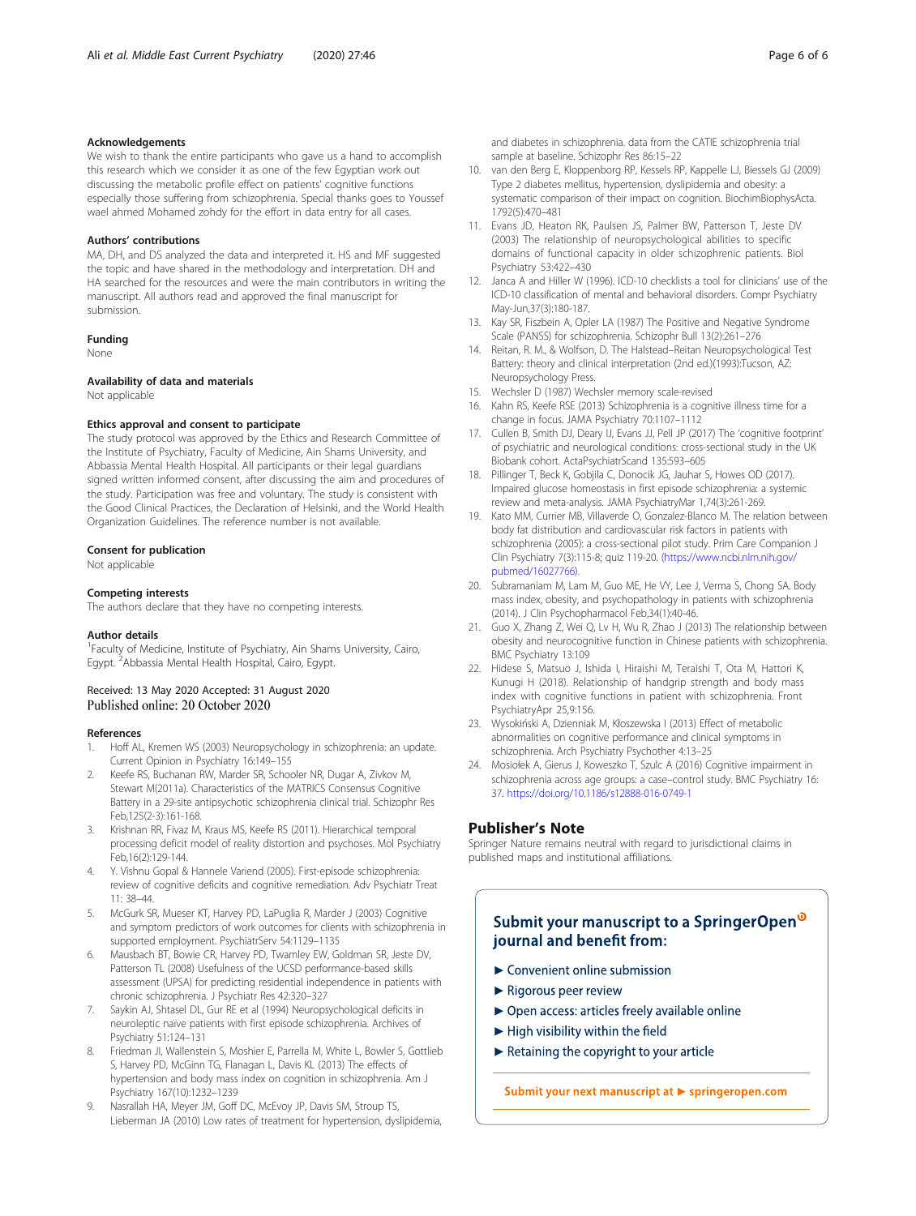### Acknowledgements

We wish to thank the entire participants who gave us a hand to accomplish this research which we consider it as one of the few Egyptian work out discussing the metabolic profile effect on patients' cognitive functions especially those suffering from schizophrenia. Special thanks goes to Youssef wael ahmed Mohamed zohdy for the effort in data entry for all cases.

### Authors' contributions

MA, DH, and DS analyzed the data and interpreted it. HS and MF suggested the topic and have shared in the methodology and interpretation. DH and HA searched for the resources and were the main contributors in writing the manuscript. All authors read and approved the final manuscript for submission.

### Funding

None

### Availability of data and materials

Not applicable

### Ethics approval and consent to participate

The study protocol was approved by the Ethics and Research Committee of the Institute of Psychiatry, Faculty of Medicine, Ain Shams University, and Abbassia Mental Health Hospital. All participants or their legal guardians signed written informed consent, after discussing the aim and procedures of the study. Participation was free and voluntary. The study is consistent with the Good Clinical Practices, the Declaration of Helsinki, and the World Health Organization Guidelines. The reference number is not available.

### Consent for publication

Not applicable

### Competing interests

The authors declare that they have no competing interests.

### Author details

[1]Faculty of Medicine, Institute of Psychiatry, Ain Shams University, Cairo, Egypt. [2]Abbassia Mental Health Hospital, Cairo, Egypt.

Received: 13 May 2020 Accepted: 31 August 2020
Published online: 20 October 2020

### References

1. Hoff AL, Kremen WS (2003) Neuropsychology in schizophrenia: an update. Current Opinion in Psychiatry 16:149–155
2. Keefe RS, Buchanan RW, Marder SR, Schooler NR, Dugar A, Zivkov M, Stewart M(2011a). Characteristics of the MATRICS Consensus Cognitive Battery in a 29-site antipsychotic schizophrenia clinical trial. Schizophr Res Feb,125(2-3):161-168.
3. Krishnan RR, Fivaz M, Kraus MS, Keefe RS (2011). Hierarchical temporal processing deficit model of reality distortion and psychoses. Mol Psychiatry Feb,16(2):129-144.
4. Y. Vishnu Gopal & Hannele Variend (2005). First-episode schizophrenia: review of cognitive deficits and cognitive remediation. Adv Psychiatr Treat 11: 38–44.
5. McGurk SR, Mueser KT, Harvey PD, LaPuglia R, Marder J (2003) Cognitive and symptom predictors of work outcomes for clients with schizophrenia in supported employment. PsychiatrServ 54:1129–1135
6. Mausbach BT, Bowie CR, Harvey PD, Twamley EW, Goldman SR, Jeste DV, Patterson TL (2008) Usefulness of the UCSD performance-based skills assessment (UPSA) for predicting residential independence in patients with chronic schizophrenia. J Psychiatr Res 42:320–327
7. Saykin AJ, Shtasel DL, Gur RE et al (1994) Neuropsychological deficits in neuroleptic naïve patients with first episode schizophrenia. Archives of Psychiatry 51:124–131
8. Friedman JI, Wallenstein S, Moshier E, Parrella M, White L, Bowler S, Gottlieb S, Harvey PD, McGinn TG, Flanagan L, Davis KL (2013) The effects of hypertension and body mass index on cognition in schizophrenia. Am J Psychiatry 167(10):1232–1239
9. Nasrallah HA, Meyer JM, Goff DC, McEvoy JP, Davis SM, Stroup TS, Lieberman JA (2010) Low rates of treatment for hypertension, dyslipidemia, and diabetes in schizophrenia. data from the CATIE schizophrenia trial sample at baseline. Schizophr Res 86:15–22
10. van den Berg E, Kloppenborg RP, Kessels RP, Kappelle LJ, Biessels GJ (2009) Type 2 diabetes mellitus, hypertension, dyslipidemia and obesity: a systematic comparison of their impact on cognition. BiochimBiophysActa. 1792(5):470–481
11. Evans JD, Heaton RK, Paulsen JS, Palmer BW, Patterson T, Jeste DV (2003) The relationship of neuropsychological abilities to specific domains of functional capacity in older schizophrenic patients. Biol Psychiatry 53:422–430
12. Janca A and Hiller W (1996). ICD-10 checklists a tool for clinicians' use of the ICD-10 classification of mental and behavioral disorders. Compr Psychiatry May-Jun,37(3):180-187.
13. Kay SR, Fiszbein A, Opler LA (1987) The Positive and Negative Syndrome Scale (PANSS) for schizophrenia. Schizophr Bull 13(2):261–276
14. Reitan, R. M., & Wolfson, D. The Halstead–Reitan Neuropsychological Test Battery: theory and clinical interpretation (2nd ed.)(1993):Tucson, AZ: Neuropsychology Press.
15. Wechsler D (1987) Wechsler memory scale-revised
16. Kahn RS, Keefe RSE (2013) Schizophrenia is a cognitive illness time for a change in focus. JAMA Psychiatry 70:1107–1112
17. Cullen B, Smith DJ, Deary IJ, Evans JJ, Pell JP (2017) The 'cognitive footprint' of psychiatric and neurological conditions: cross-sectional study in the UK Biobank cohort. ActaPsychiatrScand 135:593–605
18. Pillinger T, Beck K, Gobjila C, Donocik JG, Jauhar S, Howes OD (2017). Impaired glucose homeostasis in first episode schizophrenia: a systemic review and meta-analysis. JAMA PsychiatryMar 1,74(3):261-269.
19. Kato MM, Currier MB, Villaverde O, Gonzalez-Blanco M. The relation between body fat distribution and cardiovascular risk factors in patients with schizophrenia (2005): a cross-sectional pilot study. Prim Care Companion J Clin Psychiatry 7(3):115-8; quiz 119-20. (https://www.ncbi.nlm.nih.gov/pubmed/16027766).
20. Subramaniam M, Lam M, Guo ME, He VY, Lee J, Verma S, Chong SA. Body mass index, obesity, and psychopathology in patients with schizophrenia (2014). J Clin Psychopharmacol Feb,34(1):40-46.
21. Guo X, Zhang Z, Wei Q, Lv H, Wu R, Zhao J (2013) The relationship between obesity and neurocognitive function in Chinese patients with schizophrenia. BMC Psychiatry 13:109
22. Hidese S, Matsuo J, Ishida I, Hiraishi M, Teraishi T, Ota M, Hattori K, Kunugi H (2018). Relationship of handgrip strength and body mass index with cognitive functions in patient with schizophrenia. Front PsychiatryApr 25,9:156.
23. Wysokiński A, Dzienniak M, Kłoszewska I (2013) Effect of metabolic abnormalities on cognitive performance and clinical symptoms in schizophrenia. Arch Psychiatry Psychother 4:13–25
24. Mosiołek A, Gierus J, Koweszko T, Szulc A (2016) Cognitive impairment in schizophrenia across age groups: a case–control study. BMC Psychiatry 16: 37. https://doi.org/10.1186/s12888-016-0749-1

## Publisher's Note

Springer Nature remains neutral with regard to jurisdictional claims in published maps and institutional affiliations.